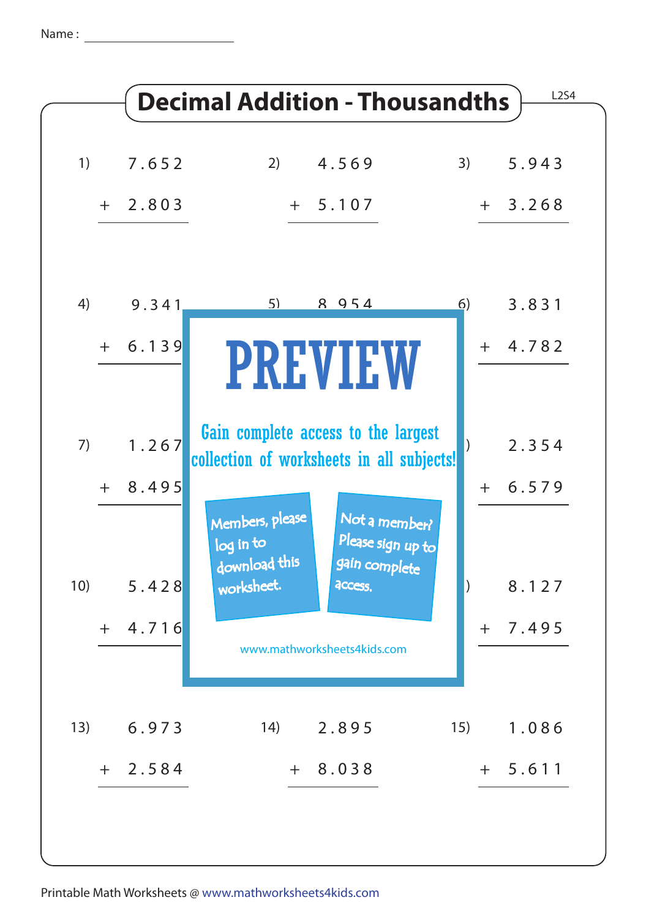Name : ____________________

# Decimal Addition - Thousandths

L2S4

1) 7.652 + 2.803

2) 4.569 + 5.107

3) 5.943 + 3.268

4) 9.341 + 6.139

5) 8.954

6) 3.831 + 4.782

7) 1.267 + 8.495

9) 2.354 + 6.579

10) 5.428 + 4.716

12) 8.127 + 7.495

13) 6.973 + 2.584

14) 2.895 + 8.038

15) 1.086 + 5.611

**PREVIEW**

Gain complete access to the largest collection of worksheets in all subjects!

Members, please log in to download this worksheet.

Not a member? Please sign up to gain complete access.

www.mathworksheets4kids.com

Printable Math Worksheets @ www.mathworksheets4kids.com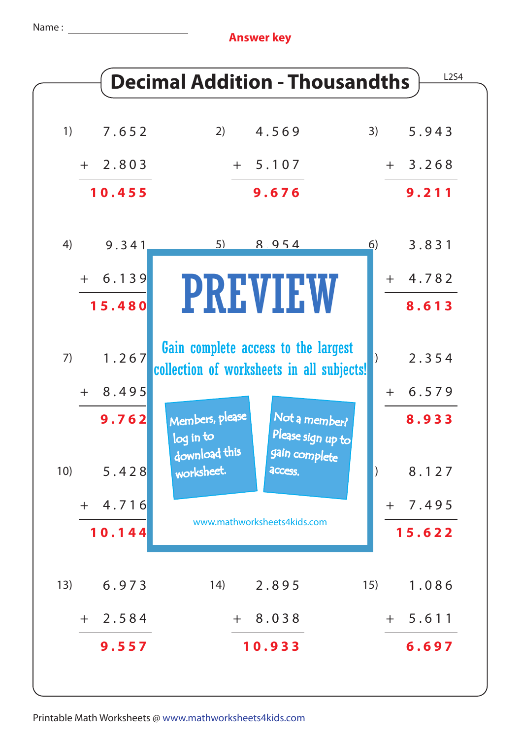Name : ____________________

**Answer key**

# Decimal Addition - Thousandths

L2S4

1) $7.652 + 2.803 = \mathbf{10.455}$

2) $4.569 + 5.107 = \mathbf{9.676}$

3) $5.943 + 3.268 = \mathbf{9.211}$

4) $9.341 + 6.139 = \mathbf{15.480}$

5) $8.954$

6) $3.831 + 4.782 = \mathbf{8.613}$

7) $1.267 + 8.495 = \mathbf{9.762}$

9) $2.354 + 6.579 = \mathbf{8.933}$

10) $5.428 + 4.716 = \mathbf{10.144}$

12) $8.127 + 7.495 = \mathbf{15.622}$

13) $6.973 + 2.584 = \mathbf{9.557}$

14) $2.895 + 8.038 = \mathbf{10.933}$

15) $1.086 + 5.611 = \mathbf{6.697}$

**PREVIEW**

Gain complete access to the largest collection of worksheets in all subjects!

Members, please log in to download this worksheet.

Not a member? Please sign up to gain complete access.

www.mathworksheets4kids.com

Printable Math Worksheets @ www.mathworksheets4kids.com